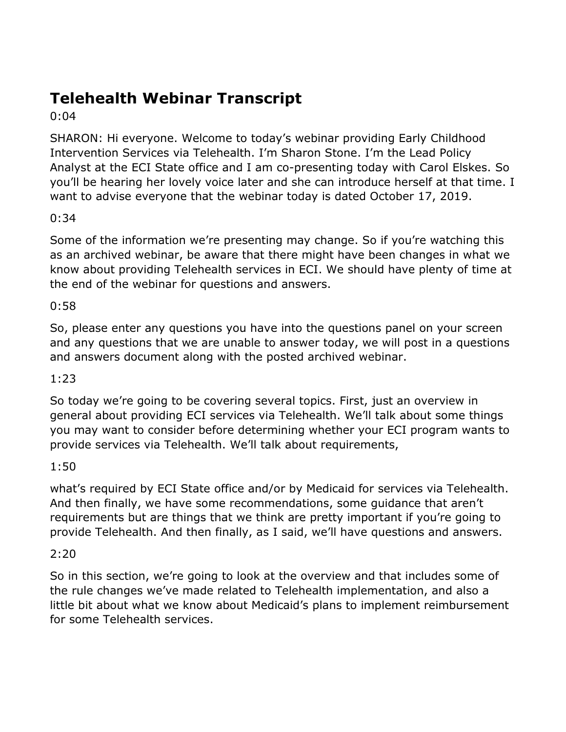# Telehealth Webinar Transcript

0:04

SHARON: Hi everyone. Welcome to today's webinar providing Early Childhood Intervention Services via Telehealth. I'm Sharon Stone. I'm the Lead Policy Analyst at the ECI State office and I am co-presenting today with Carol Elskes. So you'll be hearing her lovely voice later and she can introduce herself at that time. I want to advise everyone that the webinar today is dated October 17, 2019.

0:34

Some of the information we're presenting may change. So if you're watching this as an archived webinar, be aware that there might have been changes in what we know about providing Telehealth services in ECI. We should have plenty of time at the end of the webinar for questions and answers.

0:58

So, please enter any questions you have into the questions panel on your screen and any questions that we are unable to answer today, we will post in a questions and answers document along with the posted archived webinar.

1:23

So today we're going to be covering several topics. First, just an overview in general about providing ECI services via Telehealth. We'll talk about some things you may want to consider before determining whether your ECI program wants to provide services via Telehealth. We'll talk about requirements,

1:50

what's required by ECI State office and/or by Medicaid for services via Telehealth. And then finally, we have some recommendations, some guidance that aren't requirements but are things that we think are pretty important if you're going to provide Telehealth. And then finally, as I said, we'll have questions and answers.

2:20

So in this section, we're going to look at the overview and that includes some of the rule changes we've made related to Telehealth implementation, and also a little bit about what we know about Medicaid's plans to implement reimbursement for some Telehealth services.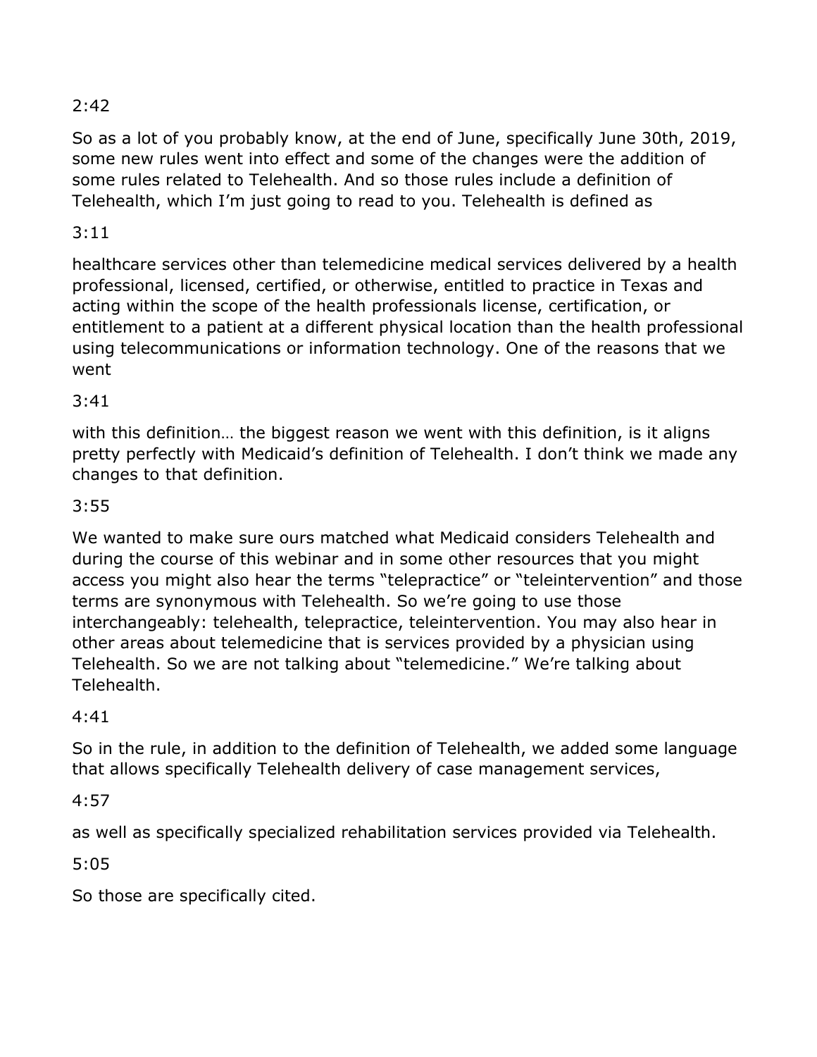2:42

So as a lot of you probably know, at the end of June, specifically June 30th, 2019, some new rules went into effect and some of the changes were the addition of some rules related to Telehealth. And so those rules include a definition of Telehealth, which I'm just going to read to you. Telehealth is defined as

3:11

healthcare services other than telemedicine medical services delivered by a health professional, licensed, certified, or otherwise, entitled to practice in Texas and acting within the scope of the health professionals license, certification, or entitlement to a patient at a different physical location than the health professional using telecommunications or information technology. One of the reasons that we went

3:41

with this definition… the biggest reason we went with this definition, is it aligns pretty perfectly with Medicaid's definition of Telehealth. I don't think we made any changes to that definition.

3:55

We wanted to make sure ours matched what Medicaid considers Telehealth and during the course of this webinar and in some other resources that you might access you might also hear the terms "telepractice" or "teleintervention" and those terms are synonymous with Telehealth. So we're going to use those interchangeably: telehealth, telepractice, teleintervention. You may also hear in other areas about telemedicine that is services provided by a physician using Telehealth. So we are not talking about "telemedicine." We're talking about Telehealth.

4:41

So in the rule, in addition to the definition of Telehealth, we added some language that allows specifically Telehealth delivery of case management services,

4:57

as well as specifically specialized rehabilitation services provided via Telehealth.

5:05

So those are specifically cited.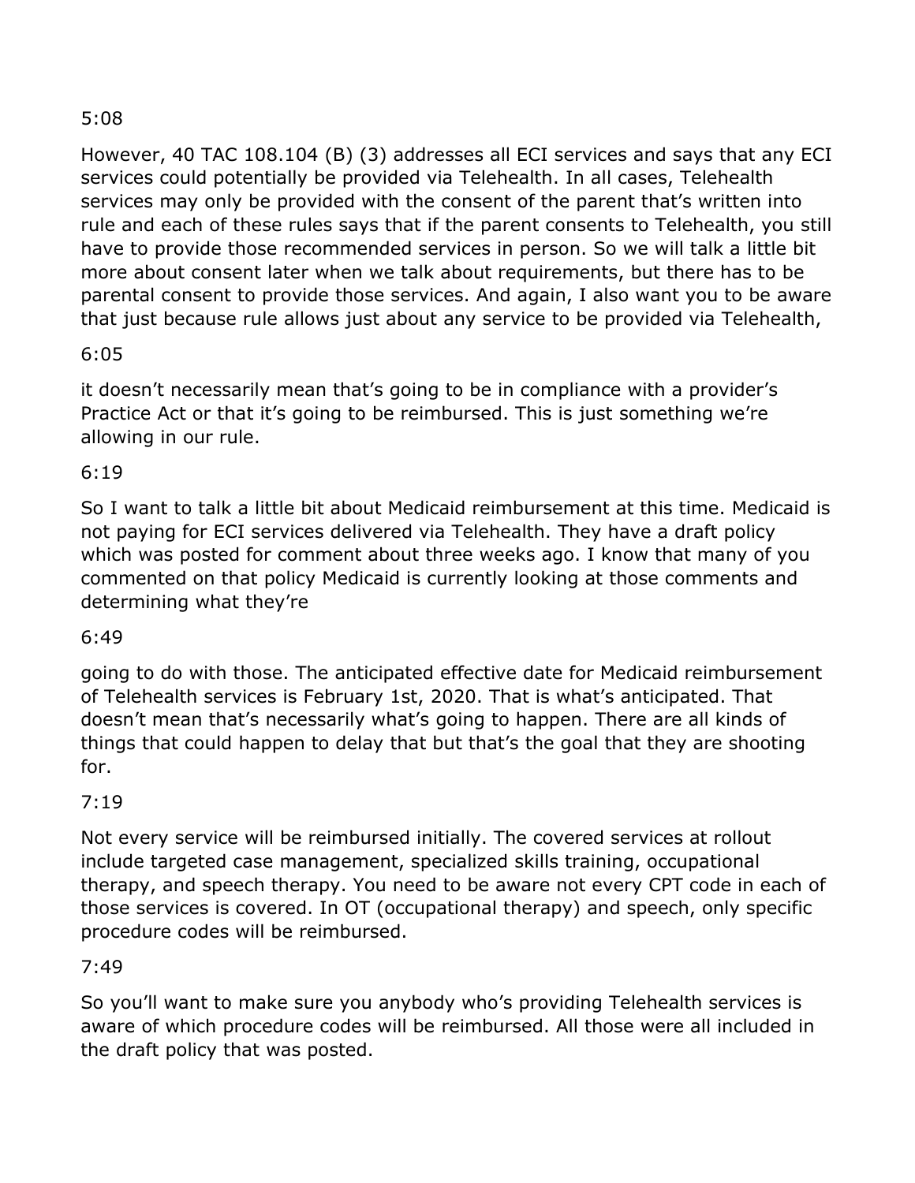5:08

However, 40 TAC 108.104 (B) (3) addresses all ECI services and says that any ECI services could potentially be provided via Telehealth. In all cases, Telehealth services may only be provided with the consent of the parent that's written into rule and each of these rules says that if the parent consents to Telehealth, you still have to provide those recommended services in person. So we will talk a little bit more about consent later when we talk about requirements, but there has to be parental consent to provide those services. And again, I also want you to be aware that just because rule allows just about any service to be provided via Telehealth,

6:05

it doesn't necessarily mean that's going to be in compliance with a provider's Practice Act or that it's going to be reimbursed. This is just something we're allowing in our rule.

6:19

So I want to talk a little bit about Medicaid reimbursement at this time. Medicaid is not paying for ECI services delivered via Telehealth. They have a draft policy which was posted for comment about three weeks ago. I know that many of you commented on that policy Medicaid is currently looking at those comments and determining what they're

6:49

going to do with those. The anticipated effective date for Medicaid reimbursement of Telehealth services is February 1st, 2020. That is what's anticipated. That doesn't mean that's necessarily what's going to happen. There are all kinds of things that could happen to delay that but that's the goal that they are shooting for.

7:19

Not every service will be reimbursed initially. The covered services at rollout include targeted case management, specialized skills training, occupational therapy, and speech therapy. You need to be aware not every CPT code in each of those services is covered. In OT (occupational therapy) and speech, only specific procedure codes will be reimbursed.

7:49

So you'll want to make sure you anybody who's providing Telehealth services is aware of which procedure codes will be reimbursed. All those were all included in the draft policy that was posted.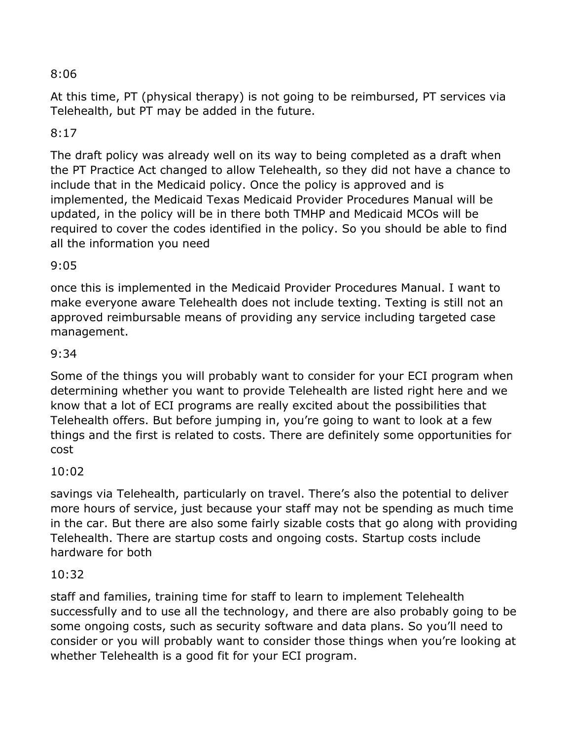8:06

At this time, PT (physical therapy) is not going to be reimbursed, PT services via Telehealth, but PT may be added in the future.

8:17

The draft policy was already well on its way to being completed as a draft when the PT Practice Act changed to allow Telehealth, so they did not have a chance to include that in the Medicaid policy. Once the policy is approved and is implemented, the Medicaid Texas Medicaid Provider Procedures Manual will be updated, in the policy will be in there both TMHP and Medicaid MCOs will be required to cover the codes identified in the policy. So you should be able to find all the information you need

9:05

once this is implemented in the Medicaid Provider Procedures Manual. I want to make everyone aware Telehealth does not include texting. Texting is still not an approved reimbursable means of providing any service including targeted case management.

9:34

Some of the things you will probably want to consider for your ECI program when determining whether you want to provide Telehealth are listed right here and we know that a lot of ECI programs are really excited about the possibilities that Telehealth offers. But before jumping in, you're going to want to look at a few things and the first is related to costs. There are definitely some opportunities for cost

10:02

savings via Telehealth, particularly on travel. There's also the potential to deliver more hours of service, just because your staff may not be spending as much time in the car. But there are also some fairly sizable costs that go along with providing Telehealth. There are startup costs and ongoing costs. Startup costs include hardware for both

10:32

staff and families, training time for staff to learn to implement Telehealth successfully and to use all the technology, and there are also probably going to be some ongoing costs, such as security software and data plans. So you'll need to consider or you will probably want to consider those things when you're looking at whether Telehealth is a good fit for your ECI program.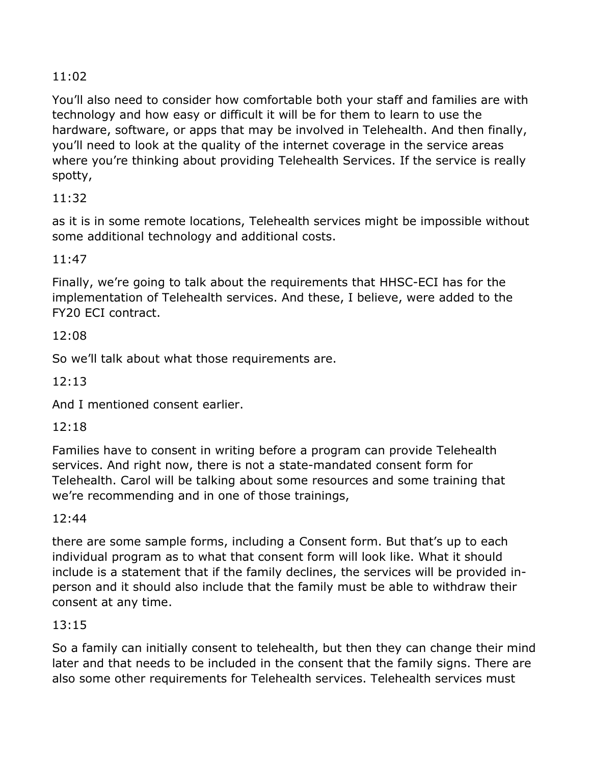11:02

You’ll also need to consider how comfortable both your staff and families are with technology and how easy or difficult it will be for them to learn to use the hardware, software, or apps that may be involved in Telehealth. And then finally, you’ll need to look at the quality of the internet coverage in the service areas where you’re thinking about providing Telehealth Services. If the service is really spotty,

11:32

as it is in some remote locations, Telehealth services might be impossible without some additional technology and additional costs.

11:47

Finally, we’re going to talk about the requirements that HHSC-ECI has for the implementation of Telehealth services. And these, I believe, were added to the FY20 ECI contract.

12:08

So we’ll talk about what those requirements are.

12:13

And I mentioned consent earlier.

12:18

Families have to consent in writing before a program can provide Telehealth services. And right now, there is not a state-mandated consent form for Telehealth. Carol will be talking about some resources and some training that we’re recommending and in one of those trainings,

12:44

there are some sample forms, including a Consent form. But that’s up to each individual program as to what that consent form will look like. What it should include is a statement that if the family declines, the services will be provided in-person and it should also include that the family must be able to withdraw their consent at any time.

13:15

So a family can initially consent to telehealth, but then they can change their mind later and that needs to be included in the consent that the family signs. There are also some other requirements for Telehealth services. Telehealth services must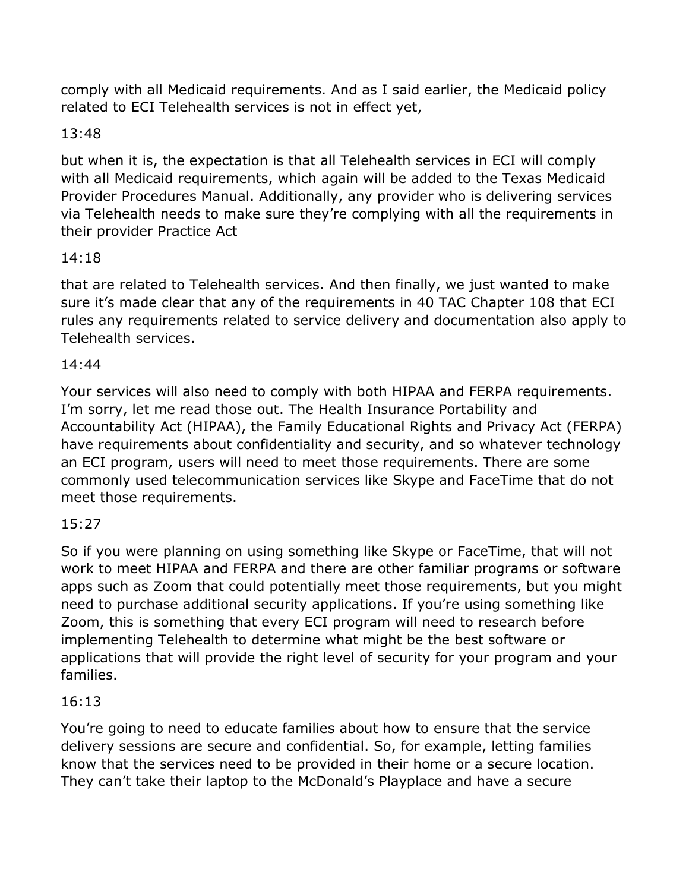comply with all Medicaid requirements. And as I said earlier, the Medicaid policy related to ECI Telehealth services is not in effect yet,

13:48

but when it is, the expectation is that all Telehealth services in ECI will comply with all Medicaid requirements, which again will be added to the Texas Medicaid Provider Procedures Manual. Additionally, any provider who is delivering services via Telehealth needs to make sure they're complying with all the requirements in their provider Practice Act

14:18

that are related to Telehealth services. And then finally, we just wanted to make sure it's made clear that any of the requirements in 40 TAC Chapter 108 that ECI rules any requirements related to service delivery and documentation also apply to Telehealth services.

14:44

Your services will also need to comply with both HIPAA and FERPA requirements. I'm sorry, let me read those out. The Health Insurance Portability and Accountability Act (HIPAA), the Family Educational Rights and Privacy Act (FERPA) have requirements about confidentiality and security, and so whatever technology an ECI program, users will need to meet those requirements. There are some commonly used telecommunication services like Skype and FaceTime that do not meet those requirements.

15:27

So if you were planning on using something like Skype or FaceTime, that will not work to meet HIPAA and FERPA and there are other familiar programs or software apps such as Zoom that could potentially meet those requirements, but you might need to purchase additional security applications. If you're using something like Zoom, this is something that every ECI program will need to research before implementing Telehealth to determine what might be the best software or applications that will provide the right level of security for your program and your families.

16:13

You're going to need to educate families about how to ensure that the service delivery sessions are secure and confidential. So, for example, letting families know that the services need to be provided in their home or a secure location. They can't take their laptop to the McDonald's Playplace and have a secure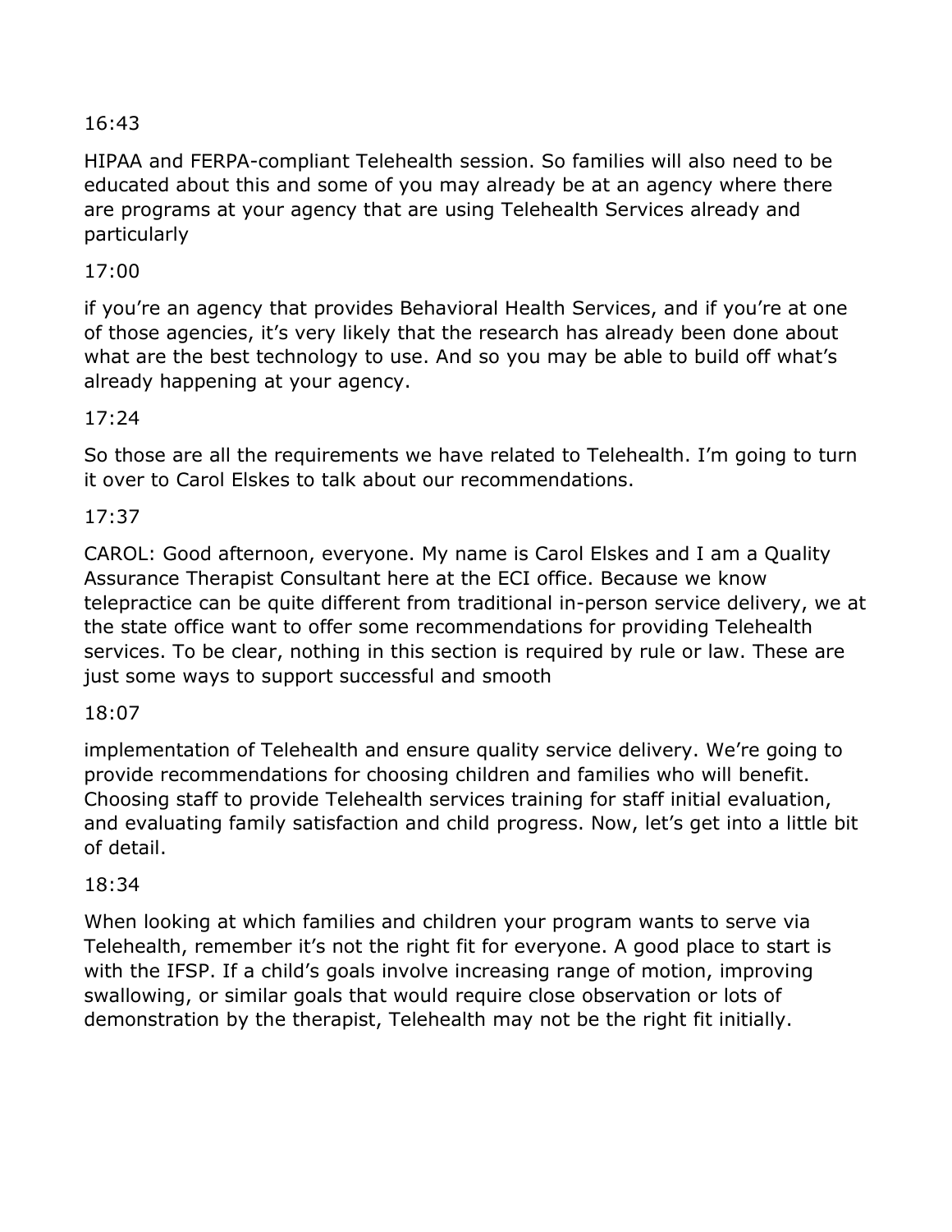16:43

HIPAA and FERPA-compliant Telehealth session. So families will also need to be educated about this and some of you may already be at an agency where there are programs at your agency that are using Telehealth Services already and particularly

17:00

if you're an agency that provides Behavioral Health Services, and if you're at one of those agencies, it's very likely that the research has already been done about what are the best technology to use. And so you may be able to build off what's already happening at your agency.

17:24

So those are all the requirements we have related to Telehealth. I'm going to turn it over to Carol Elskes to talk about our recommendations.

17:37

CAROL: Good afternoon, everyone. My name is Carol Elskes and I am a Quality Assurance Therapist Consultant here at the ECI office. Because we know telepractice can be quite different from traditional in-person service delivery, we at the state office want to offer some recommendations for providing Telehealth services. To be clear, nothing in this section is required by rule or law. These are just some ways to support successful and smooth

18:07

implementation of Telehealth and ensure quality service delivery. We're going to provide recommendations for choosing children and families who will benefit. Choosing staff to provide Telehealth services training for staff initial evaluation, and evaluating family satisfaction and child progress. Now, let's get into a little bit of detail.

18:34

When looking at which families and children your program wants to serve via Telehealth, remember it's not the right fit for everyone. A good place to start is with the IFSP. If a child's goals involve increasing range of motion, improving swallowing, or similar goals that would require close observation or lots of demonstration by the therapist, Telehealth may not be the right fit initially.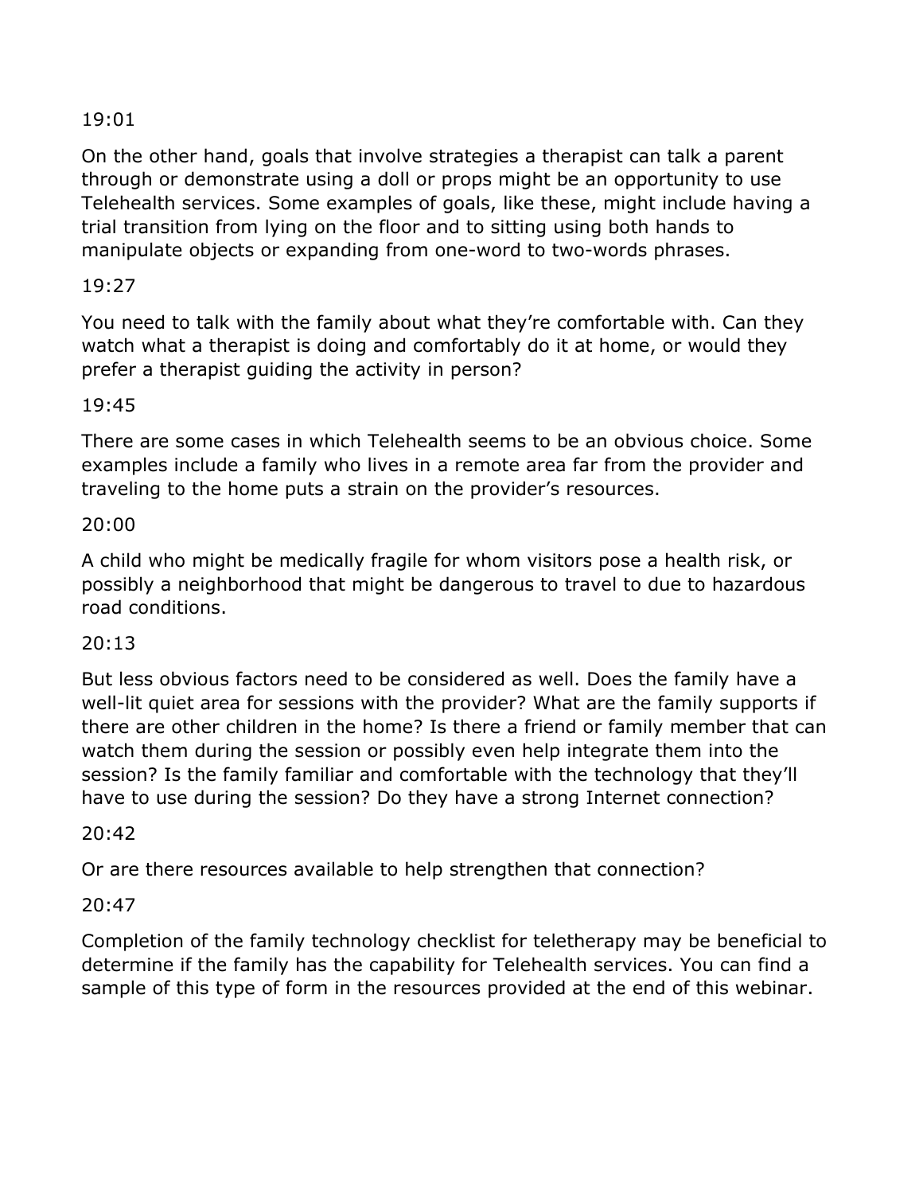19:01

On the other hand, goals that involve strategies a therapist can talk a parent through or demonstrate using a doll or props might be an opportunity to use Telehealth services. Some examples of goals, like these, might include having a trial transition from lying on the floor and to sitting using both hands to manipulate objects or expanding from one-word to two-words phrases.

19:27

You need to talk with the family about what they're comfortable with. Can they watch what a therapist is doing and comfortably do it at home, or would they prefer a therapist guiding the activity in person?

19:45

There are some cases in which Telehealth seems to be an obvious choice. Some examples include a family who lives in a remote area far from the provider and traveling to the home puts a strain on the provider's resources.

20:00

A child who might be medically fragile for whom visitors pose a health risk, or possibly a neighborhood that might be dangerous to travel to due to hazardous road conditions.

20:13

But less obvious factors need to be considered as well. Does the family have a well-lit quiet area for sessions with the provider? What are the family supports if there are other children in the home? Is there a friend or family member that can watch them during the session or possibly even help integrate them into the session? Is the family familiar and comfortable with the technology that they'll have to use during the session? Do they have a strong Internet connection?

20:42

Or are there resources available to help strengthen that connection?

20:47

Completion of the family technology checklist for teletherapy may be beneficial to determine if the family has the capability for Telehealth services. You can find a sample of this type of form in the resources provided at the end of this webinar.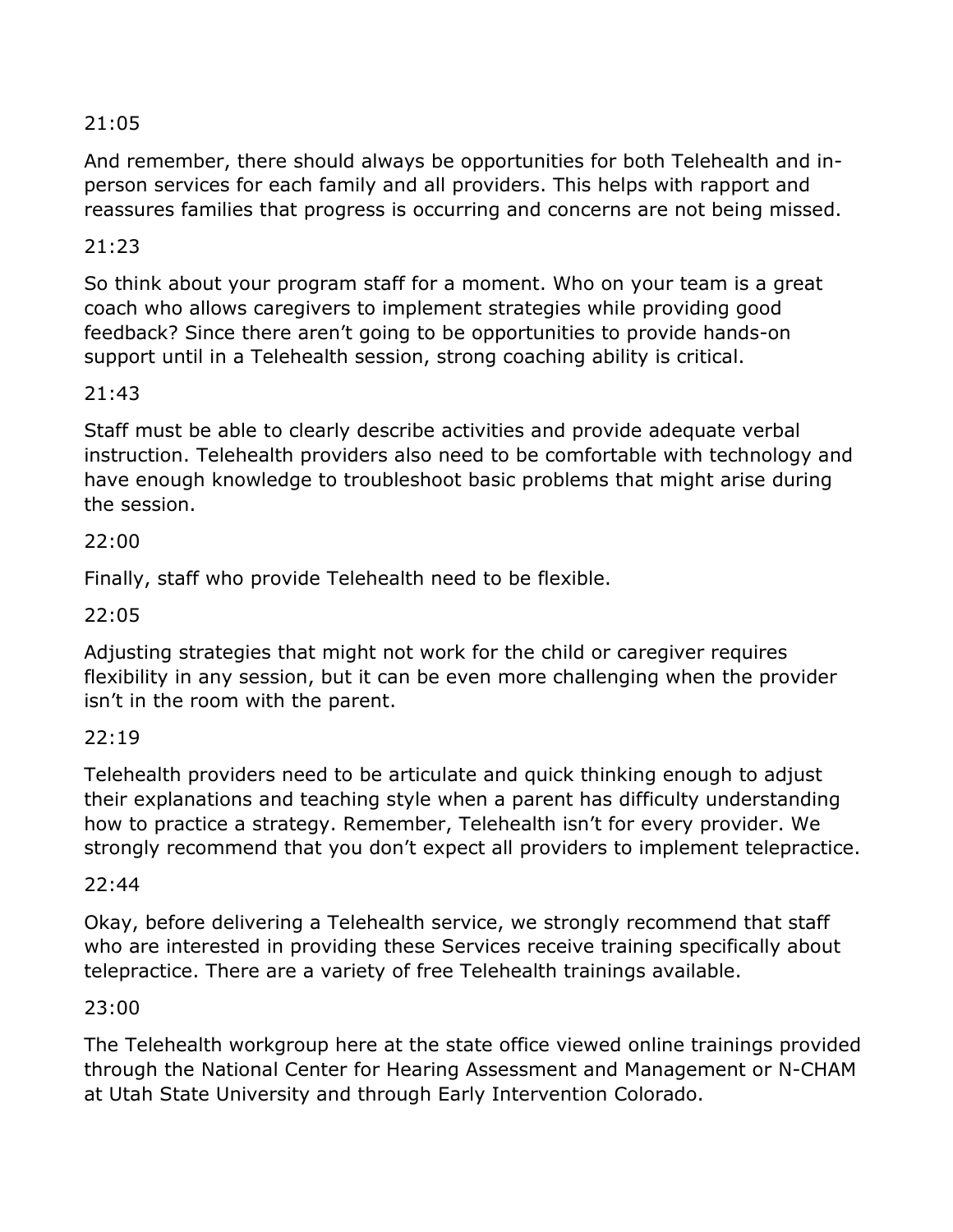21:05

And remember, there should always be opportunities for both Telehealth and in-person services for each family and all providers. This helps with rapport and reassures families that progress is occurring and concerns are not being missed.

21:23

So think about your program staff for a moment. Who on your team is a great coach who allows caregivers to implement strategies while providing good feedback? Since there aren't going to be opportunities to provide hands-on support until in a Telehealth session, strong coaching ability is critical.

21:43

Staff must be able to clearly describe activities and provide adequate verbal instruction. Telehealth providers also need to be comfortable with technology and have enough knowledge to troubleshoot basic problems that might arise during the session.

22:00

Finally, staff who provide Telehealth need to be flexible.

22:05

Adjusting strategies that might not work for the child or caregiver requires flexibility in any session, but it can be even more challenging when the provider isn't in the room with the parent.

22:19

Telehealth providers need to be articulate and quick thinking enough to adjust their explanations and teaching style when a parent has difficulty understanding how to practice a strategy. Remember, Telehealth isn't for every provider. We strongly recommend that you don't expect all providers to implement telepractice.

22:44

Okay, before delivering a Telehealth service, we strongly recommend that staff who are interested in providing these Services receive training specifically about telepractice. There are a variety of free Telehealth trainings available.

23:00

The Telehealth workgroup here at the state office viewed online trainings provided through the National Center for Hearing Assessment and Management or N-CHAM at Utah State University and through Early Intervention Colorado.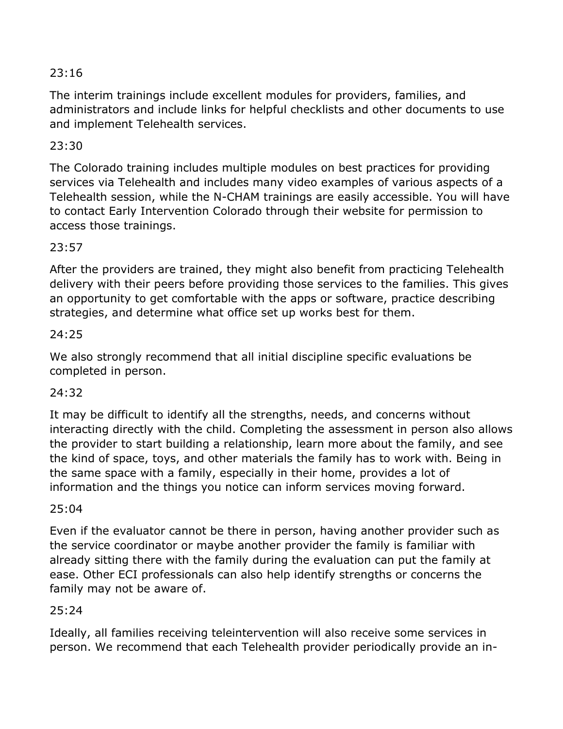23:16

The interim trainings include excellent modules for providers, families, and administrators and include links for helpful checklists and other documents to use and implement Telehealth services.

23:30

The Colorado training includes multiple modules on best practices for providing services via Telehealth and includes many video examples of various aspects of a Telehealth session, while the N-CHAM trainings are easily accessible. You will have to contact Early Intervention Colorado through their website for permission to access those trainings.

23:57

After the providers are trained, they might also benefit from practicing Telehealth delivery with their peers before providing those services to the families. This gives an opportunity to get comfortable with the apps or software, practice describing strategies, and determine what office set up works best for them.

24:25

We also strongly recommend that all initial discipline specific evaluations be completed in person.

24:32

It may be difficult to identify all the strengths, needs, and concerns without interacting directly with the child. Completing the assessment in person also allows the provider to start building a relationship, learn more about the family, and see the kind of space, toys, and other materials the family has to work with. Being in the same space with a family, especially in their home, provides a lot of information and the things you notice can inform services moving forward.

25:04

Even if the evaluator cannot be there in person, having another provider such as the service coordinator or maybe another provider the family is familiar with already sitting there with the family during the evaluation can put the family at ease. Other ECI professionals can also help identify strengths or concerns the family may not be aware of.

25:24

Ideally, all families receiving teleintervention will also receive some services in person. We recommend that each Telehealth provider periodically provide an in-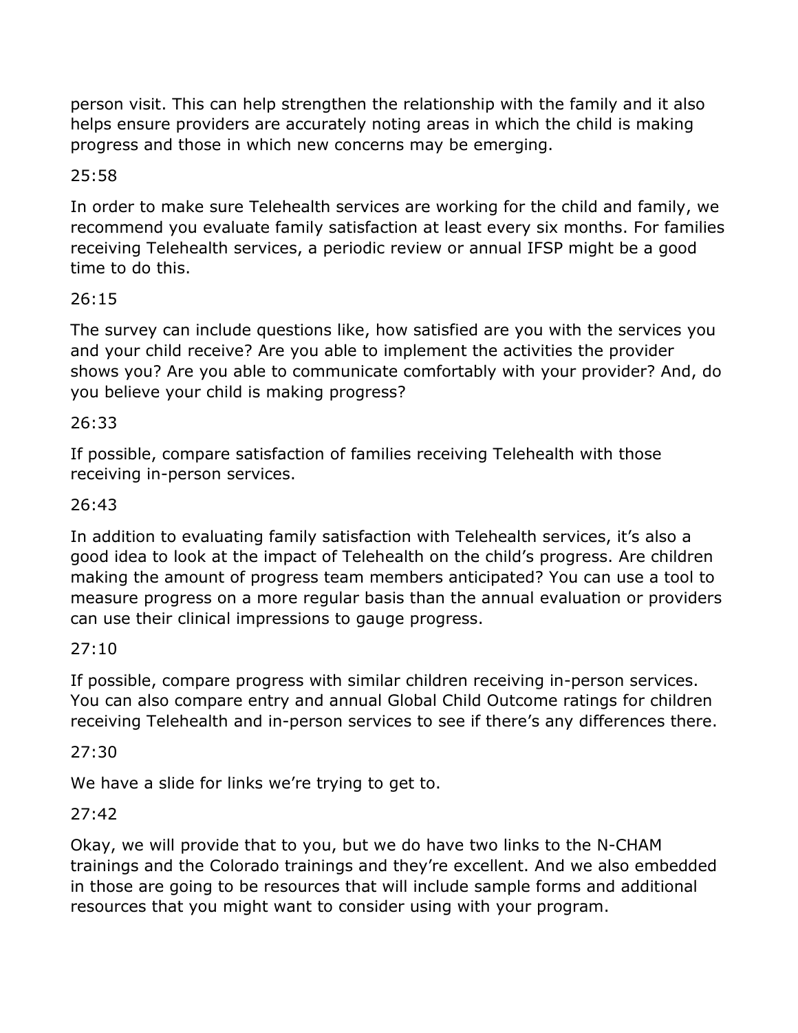person visit. This can help strengthen the relationship with the family and it also helps ensure providers are accurately noting areas in which the child is making progress and those in which new concerns may be emerging.

25:58

In order to make sure Telehealth services are working for the child and family, we recommend you evaluate family satisfaction at least every six months. For families receiving Telehealth services, a periodic review or annual IFSP might be a good time to do this.

26:15

The survey can include questions like, how satisfied are you with the services you and your child receive? Are you able to implement the activities the provider shows you? Are you able to communicate comfortably with your provider? And, do you believe your child is making progress?

26:33

If possible, compare satisfaction of families receiving Telehealth with those receiving in-person services.

26:43

In addition to evaluating family satisfaction with Telehealth services, it's also a good idea to look at the impact of Telehealth on the child's progress. Are children making the amount of progress team members anticipated? You can use a tool to measure progress on a more regular basis than the annual evaluation or providers can use their clinical impressions to gauge progress.

27:10

If possible, compare progress with similar children receiving in-person services. You can also compare entry and annual Global Child Outcome ratings for children receiving Telehealth and in-person services to see if there's any differences there.

27:30

We have a slide for links we're trying to get to.

27:42

Okay, we will provide that to you, but we do have two links to the N-CHAM trainings and the Colorado trainings and they're excellent. And we also embedded in those are going to be resources that will include sample forms and additional resources that you might want to consider using with your program.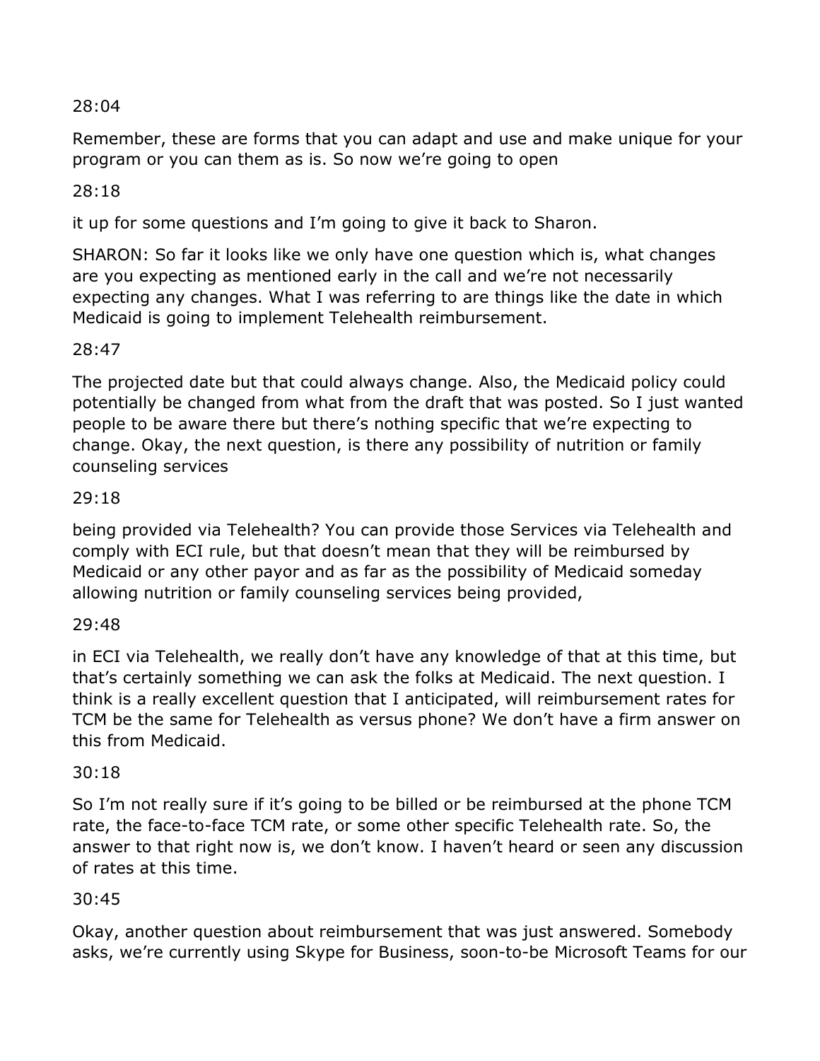28:04

Remember, these are forms that you can adapt and use and make unique for your program or you can them as is. So now we're going to open

28:18

it up for some questions and I'm going to give it back to Sharon.

SHARON: So far it looks like we only have one question which is, what changes are you expecting as mentioned early in the call and we're not necessarily expecting any changes. What I was referring to are things like the date in which Medicaid is going to implement Telehealth reimbursement.

28:47

The projected date but that could always change. Also, the Medicaid policy could potentially be changed from what from the draft that was posted. So I just wanted people to be aware there but there's nothing specific that we're expecting to change. Okay, the next question, is there any possibility of nutrition or family counseling services

29:18

being provided via Telehealth? You can provide those Services via Telehealth and comply with ECI rule, but that doesn't mean that they will be reimbursed by Medicaid or any other payor and as far as the possibility of Medicaid someday allowing nutrition or family counseling services being provided,

29:48

in ECI via Telehealth, we really don't have any knowledge of that at this time, but that's certainly something we can ask the folks at Medicaid. The next question. I think is a really excellent question that I anticipated, will reimbursement rates for TCM be the same for Telehealth as versus phone? We don't have a firm answer on this from Medicaid.

30:18

So I'm not really sure if it's going to be billed or be reimbursed at the phone TCM rate, the face-to-face TCM rate, or some other specific Telehealth rate. So, the answer to that right now is, we don't know. I haven't heard or seen any discussion of rates at this time.

30:45

Okay, another question about reimbursement that was just answered. Somebody asks, we're currently using Skype for Business, soon-to-be Microsoft Teams for our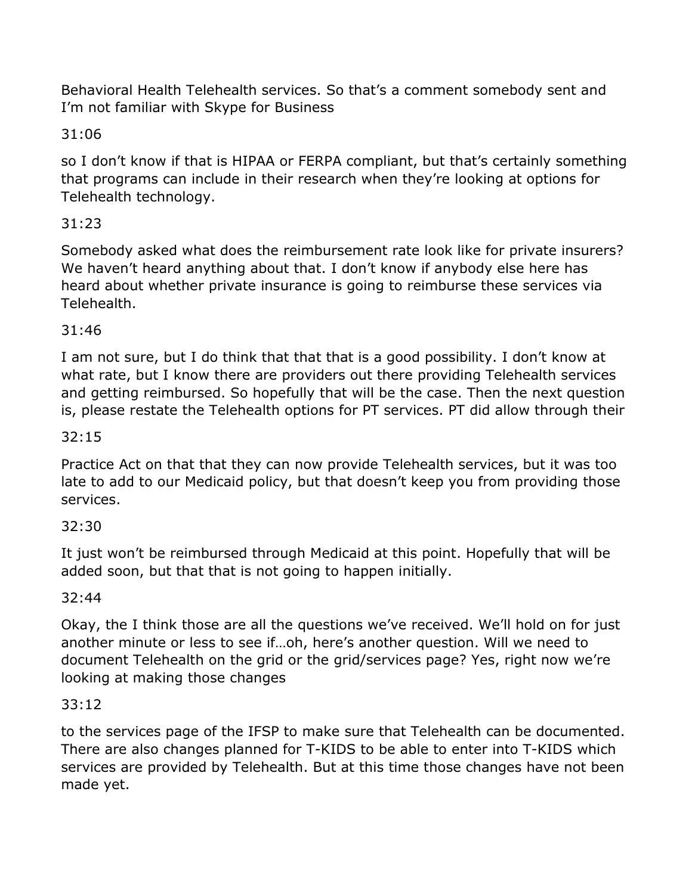Behavioral Health Telehealth services. So that's a comment somebody sent and I'm not familiar with Skype for Business

31:06

so I don't know if that is HIPAA or FERPA compliant, but that's certainly something that programs can include in their research when they're looking at options for Telehealth technology.

31:23

Somebody asked what does the reimbursement rate look like for private insurers? We haven't heard anything about that. I don't know if anybody else here has heard about whether private insurance is going to reimburse these services via Telehealth.

31:46

I am not sure, but I do think that that that is a good possibility. I don't know at what rate, but I know there are providers out there providing Telehealth services and getting reimbursed. So hopefully that will be the case. Then the next question is, please restate the Telehealth options for PT services. PT did allow through their

32:15

Practice Act on that that they can now provide Telehealth services, but it was too late to add to our Medicaid policy, but that doesn't keep you from providing those services.

32:30

It just won't be reimbursed through Medicaid at this point. Hopefully that will be added soon, but that that is not going to happen initially.

32:44

Okay, the I think those are all the questions we've received. We'll hold on for just another minute or less to see if…oh, here's another question. Will we need to document Telehealth on the grid or the grid/services page? Yes, right now we're looking at making those changes

33:12

to the services page of the IFSP to make sure that Telehealth can be documented. There are also changes planned for T-KIDS to be able to enter into T-KIDS which services are provided by Telehealth. But at this time those changes have not been made yet.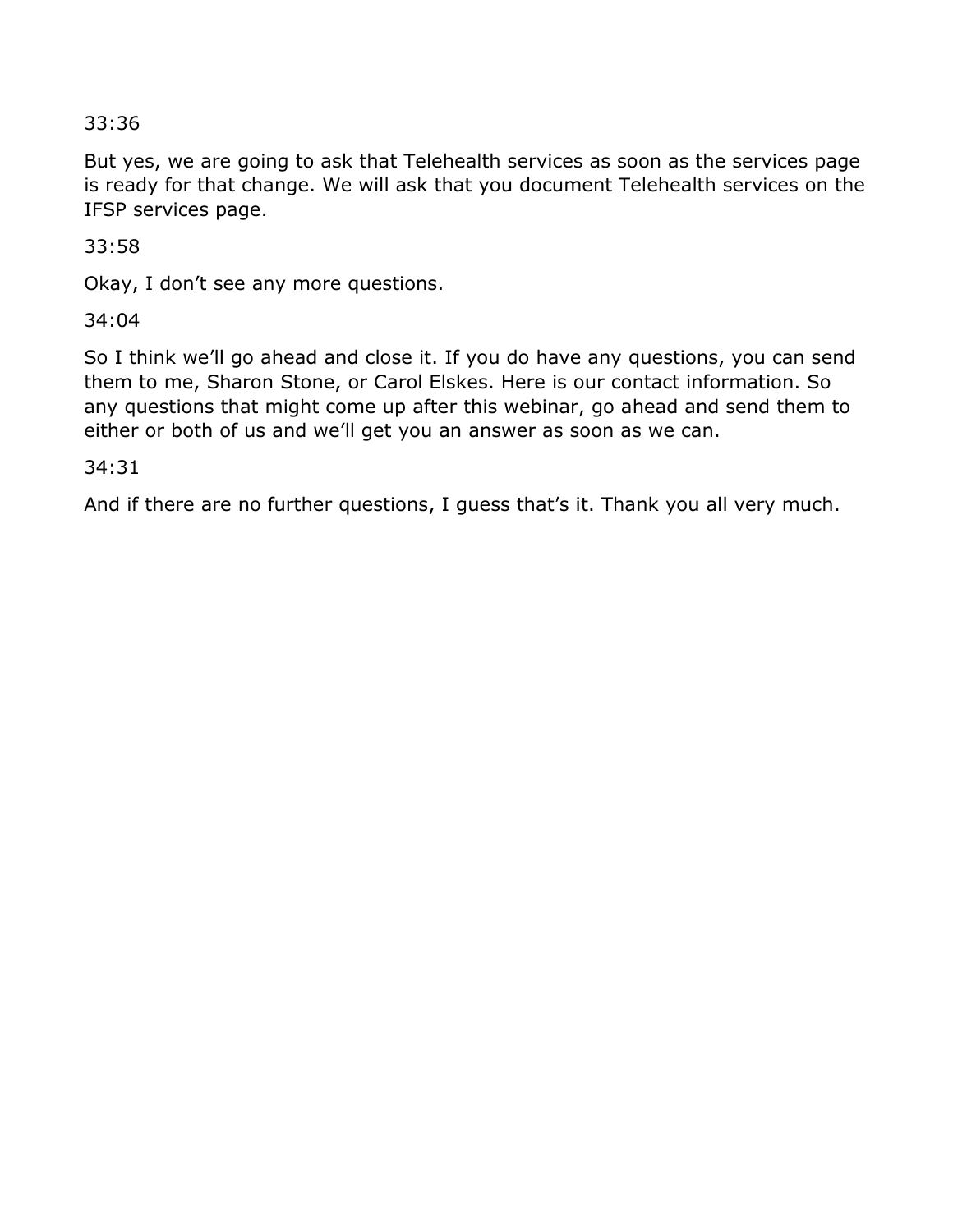33:36

But yes, we are going to ask that Telehealth services as soon as the services page is ready for that change. We will ask that you document Telehealth services on the IFSP services page.

33:58

Okay, I don't see any more questions.

34:04

So I think we'll go ahead and close it. If you do have any questions, you can send them to me, Sharon Stone, or Carol Elskes. Here is our contact information. So any questions that might come up after this webinar, go ahead and send them to either or both of us and we'll get you an answer as soon as we can.

34:31

And if there are no further questions, I guess that's it. Thank you all very much.